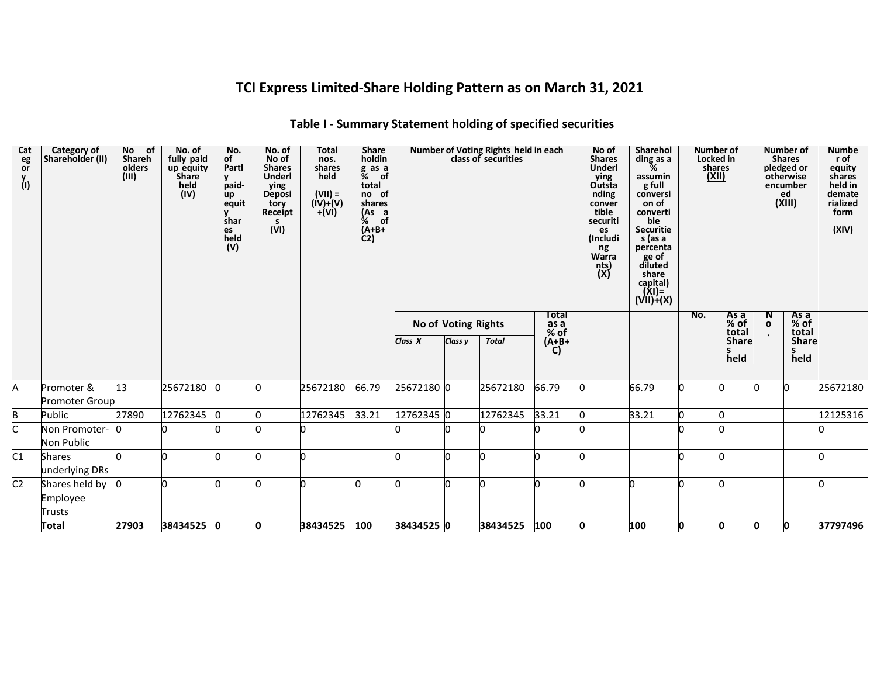# TCI Express Limited-Share Holding Pattern as on March 31, 2021

## Table I - Summary Statement holding of specified securities

| Category (I) | Category of Shareholder (II) | No of Shareholders (III) | No. of fully paid up equity Share held (IV) | No. of Partly paid-up equity shares held (V) | No. of No of Shares Underlying Depository Receipts (VI) | Total nos. shares held (VII) = (IV)+(V)+(VI) | Shareholding as a % of total no of shares (As a % of (A+B+C2) | Number of Voting Rights held in each class of securities | | | | No of Shares Underlying Outstanding convertible securities (Including Warrants) (X) | Shareholding as a % assuming full conversion of convertible Securities (as a percentage of diluted share capital) (XI)=(VII)+(X) | Number of Locked in shares (XII) | | Number of Shares pledged or otherwise encumbered (XIII) | | Number of equity shares held in dematerialized form (XIV) |
|---|---|---|---|---|---|---|---|---|---|---|---|---|---|---|---|---|---|---|
| | | | | | | | | No of Voting Rights | | | Total as a % of (A+B+C) | | | No. | As a % of total Shares held | No. | As a % of total Shares held | |
| | | | | | | | | Class X | Class y | Total | | | | | | | | |
| A | Promoter & Promoter Group | 13 | 25672180 | 0 | 0 | 25672180 | 66.79 | 25672180 | 0 | 25672180 | 66.79 | 0 | 66.79 | 0 | 0 | 0 | 0 | 25672180 |
| B | Public | 27890 | 12762345 | 0 | 0 | 12762345 | 33.21 | 12762345 | 0 | 12762345 | 33.21 | 0 | 33.21 | 0 | 0 | | | 12125316 |
| C | Non Promoter-Non Public | 0 | 0 | 0 | 0 | 0 | | 0 | 0 | 0 | 0 | 0 | | 0 | 0 | | | 0 |
| C1 | Shares underlying DRs | 0 | 0 | 0 | 0 | 0 | | 0 | 0 | 0 | 0 | 0 | | 0 | 0 | | | 0 |
| C2 | Shares held by Employee Trusts | 0 | 0 | 0 | 0 | 0 | 0 | 0 | 0 | 0 | 0 | 0 | 0 | 0 | 0 | | | 0 |
| | **Total** | **27903** | **38434525** | **0** | **0** | **38434525** | **100** | **38434525** | **0** | **38434525** | **100** | **0** | **100** | **0** | **0** | **0** | **0** | **37797496** |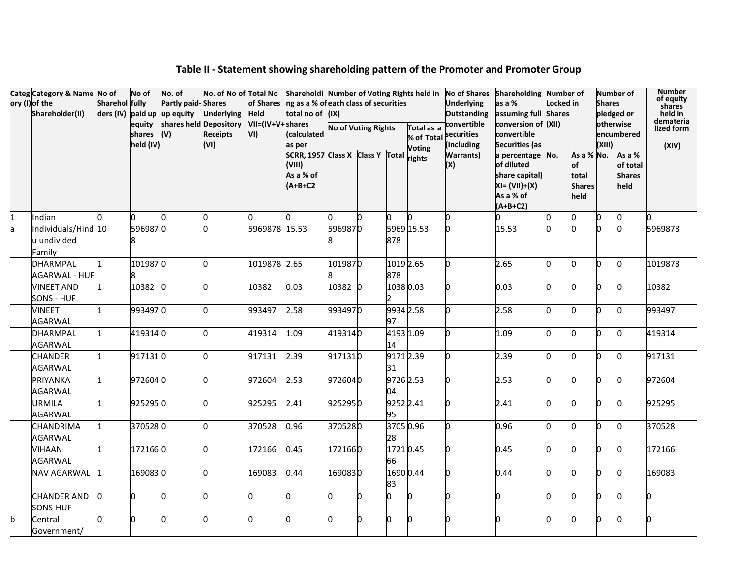## Table II - Statement showing shareholding pattern of the Promoter and Promoter Group

| Category (I) | Category & Name of the Shareholder(II) | No of Shareholders (IV) | No of fully paid up equity shares held (IV) | No. of Partly paid-up equity shares held (V) | No. of No of Shares Underlying Depository Receipts (VI) | Total No of Shares Held VII=(IV+V+VI) | Shareholding as a % of total no of shares (calculated as per SCRR, 1957 (VIII) As a % of (A+B+C2 | Number of Voting Rights held in each class of securities (IX) | | | | No of Shares Underlying Outstanding convertible securities (Including Warrants) (X) | Shareholding as a % assuming full conversion of convertible Securities (as a percentage of diluted share capital) XI= (VII)+(X) As a % of (A+B+C2) | Number of Locked in Shares (XII) | | Number of Shares pledged or otherwise encumbered (XIII) | | Number of equity shares held in dematerialized form (XIV) |
|---|---|---|---|---|---|---|---|---|---|---|---|---|---|---|---|---|---|---|
| | | | | | | | | No of Voting Rights | | | Total as a % of Total Voting rights | | | No. | As a % of total Shares held | No. | As a % of total Shares held | |
| | | | | | | | | Class X | Class Y | Total | | | | | | | | |
| 1 | Indian | 0 | 0 | 0 | 0 | 0 | 0 | 0 | 0 | 0 | 0 | 0 | 0 | 0 | 0 | 0 | 0 | 0 |
| a | Individuals/Hindu undivided Family | 10 | 5969878 | 0 | 0 | 5969878 | 15.53 | 5969878 | 0 | 5969878 | 15.53 | 0 | 15.53 | 0 | 0 | 0 | 0 | 5969878 |
| | DHARMPAL AGARWAL - HUF | 1 | 1019878 | 0 | 0 | 1019878 | 2.65 | 1019878 | 0 | 1019878 | 2.65 | 0 | 2.65 | 0 | 0 | 0 | 0 | 1019878 |
| | VINEET AND SONS - HUF | 1 | 10382 | 0 | 0 | 10382 | 0.03 | 10382 | 0 | 10382 | 0.03 | 0 | 0.03 | 0 | 0 | 0 | 0 | 10382 |
| | VINEET AGARWAL | 1 | 993497 | 0 | 0 | 993497 | 2.58 | 993497 | 0 | 993497 | 2.58 | 0 | 2.58 | 0 | 0 | 0 | 0 | 993497 |
| | DHARMPAL AGARWAL | 1 | 419314 | 0 | 0 | 419314 | 1.09 | 419314 | 0 | 419314 | 1.09 | 0 | 1.09 | 0 | 0 | 0 | 0 | 419314 |
| | CHANDER AGARWAL | 1 | 917131 | 0 | 0 | 917131 | 2.39 | 917131 | 0 | 917131 | 2.39 | 0 | 2.39 | 0 | 0 | 0 | 0 | 917131 |
| | PRIYANKA AGARWAL | 1 | 972604 | 0 | 0 | 972604 | 2.53 | 972604 | 0 | 972604 | 2.53 | 0 | 2.53 | 0 | 0 | 0 | 0 | 972604 |
| | URMILA AGARWAL | 1 | 925295 | 0 | 0 | 925295 | 2.41 | 925295 | 0 | 925295 | 2.41 | 0 | 2.41 | 0 | 0 | 0 | 0 | 925295 |
| | CHANDRIMA AGARWAL | 1 | 370528 | 0 | 0 | 370528 | 0.96 | 370528 | 0 | 370528 | 0.96 | 0 | 0.96 | 0 | 0 | 0 | 0 | 370528 |
| | VIHAAN AGARWAL | 1 | 172166 | 0 | 0 | 172166 | 0.45 | 172166 | 0 | 172166 | 0.45 | 0 | 0.45 | 0 | 0 | 0 | 0 | 172166 |
| | NAV AGARWAL | 1 | 169083 | 0 | 0 | 169083 | 0.44 | 169083 | 0 | 169083 | 0.44 | 0 | 0.44 | 0 | 0 | 0 | 0 | 169083 |
| | CHANDER AND SONS-HUF | 0 | 0 | 0 | 0 | 0 | 0 | 0 | 0 | 0 | 0 | 0 | 0 | 0 | 0 | 0 | 0 | 0 |
| b | Central Government/ | 0 | 0 | 0 | 0 | 0 | 0 | 0 | 0 | 0 | 0 | 0 | 0 | 0 | 0 | 0 | 0 | 0 |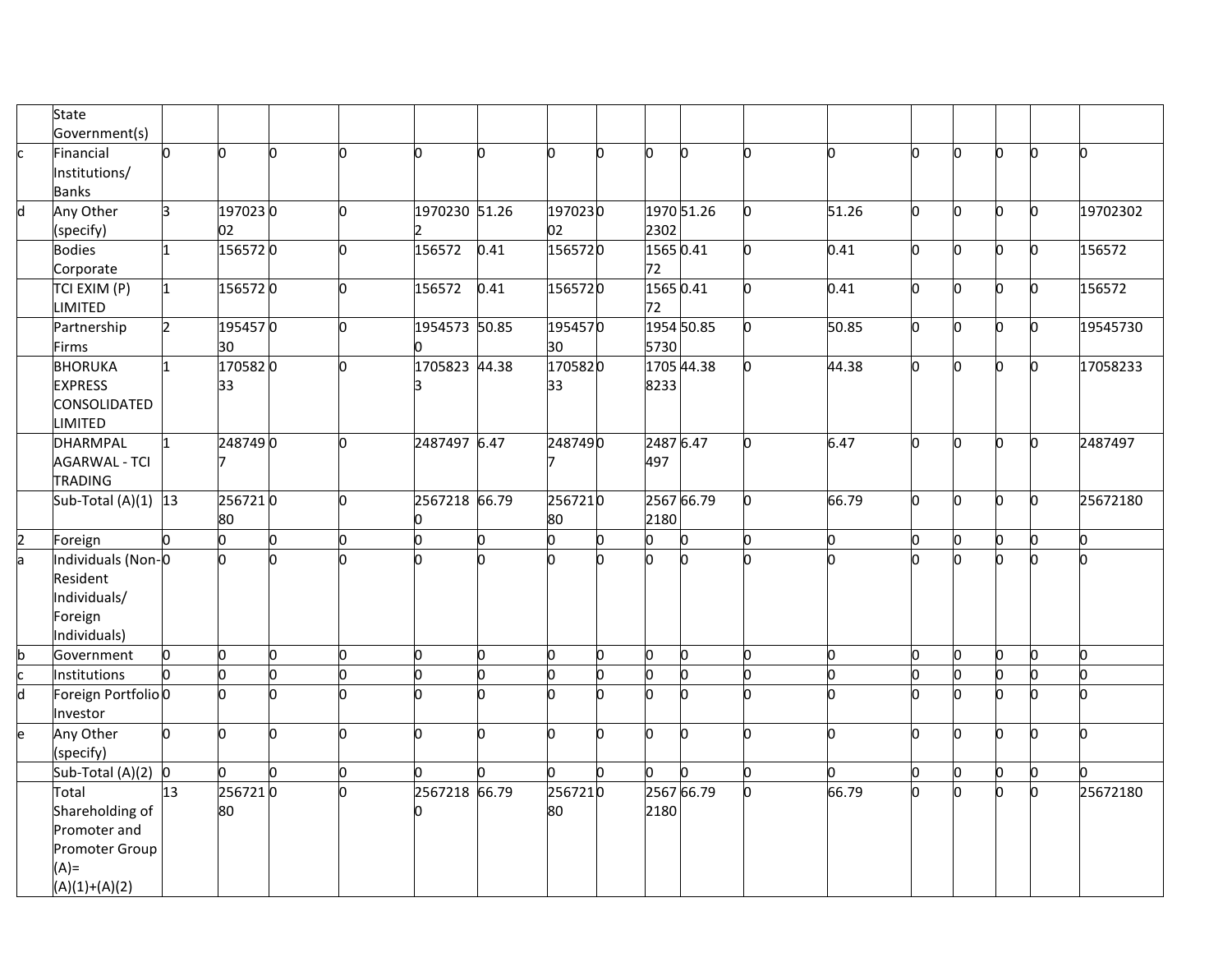| | State Government(s) | | | | | | | | | | | | | | | | | |
|---|---|---|---|---|---|---|---|---|---|---|---|---|---|---|---|---|---|---|
| c | Financial Institutions/ Banks | 0 | 0 | 0 | 0 | 0 | 0 | 0 | 0 | 0 | 0 | 0 | 0 | 0 | 0 | 0 | 0 | 0 |
| d | Any Other (specify) | 3 | 19702302 | 0 | 0 | 19702302 | 51.26 | 19702302 | 0 | 19702302 | 51.26 | 0 | 51.26 | 0 | 0 | 0 | 0 | 19702302 |
| | Bodies Corporate | 1 | 156572 | 0 | 0 | 156572 | 0.41 | 156572 | 0 | 156572 | 0.41 | 0 | 0.41 | 0 | 0 | 0 | 0 | 156572 |
| | TCI EXIM (P) LIMITED | 1 | 156572 | 0 | 0 | 156572 | 0.41 | 156572 | 0 | 156572 | 0.41 | 0 | 0.41 | 0 | 0 | 0 | 0 | 156572 |
| | Partnership Firms | 2 | 19545730 | 0 | 0 | 19545730 | 50.85 | 19545730 | 0 | 19545730 | 50.85 | 0 | 50.85 | 0 | 0 | 0 | 0 | 19545730 |
| | BHORUKA EXPRESS CONSOLIDATED LIMITED | 1 | 17058233 | 0 | 0 | 17058233 | 44.38 | 17058233 | 0 | 17058233 | 44.38 | 0 | 44.38 | 0 | 0 | 0 | 0 | 17058233 |
| | DHARMPAL AGARWAL - TCI TRADING | 1 | 2487497 | 0 | 0 | 2487497 | 6.47 | 2487497 | 0 | 2487497 | 6.47 | 0 | 6.47 | 0 | 0 | 0 | 0 | 2487497 |
| | Sub-Total (A)(1) | 13 | 25672180 | 0 | 0 | 25672180 | 66.79 | 25672180 | 0 | 25672180 | 66.79 | 0 | 66.79 | 0 | 0 | 0 | 0 | 25672180 |
| 2 | Foreign | 0 | 0 | 0 | 0 | 0 | 0 | 0 | 0 | 0 | 0 | 0 | 0 | 0 | 0 | 0 | 0 | 0 |
| a | Individuals (Non-Resident Individuals/ Foreign Individuals) | 0 | 0 | 0 | 0 | 0 | 0 | 0 | 0 | 0 | 0 | 0 | 0 | 0 | 0 | 0 | 0 | 0 |
| b | Government | 0 | 0 | 0 | 0 | 0 | 0 | 0 | 0 | 0 | 0 | 0 | 0 | 0 | 0 | 0 | 0 | 0 |
| c | Institutions | 0 | 0 | 0 | 0 | 0 | 0 | 0 | 0 | 0 | 0 | 0 | 0 | 0 | 0 | 0 | 0 | 0 |
| d | Foreign Portfolio Investor | 0 | 0 | 0 | 0 | 0 | 0 | 0 | 0 | 0 | 0 | 0 | 0 | 0 | 0 | 0 | 0 | 0 |
| e | Any Other (specify) | 0 | 0 | 0 | 0 | 0 | 0 | 0 | 0 | 0 | 0 | 0 | 0 | 0 | 0 | 0 | 0 | 0 |
| | Sub-Total (A)(2) | 0 | 0 | 0 | 0 | 0 | 0 | 0 | 0 | 0 | 0 | 0 | 0 | 0 | 0 | 0 | 0 | 0 |
| | Total Shareholding of Promoter and Promoter Group (A)= (A)(1)+(A)(2) | 13 | 25672180 | 0 | 0 | 25672180 | 66.79 | 25672180 | 0 | 25672180 | 66.79 | 0 | 66.79 | 0 | 0 | 0 | 0 | 25672180 |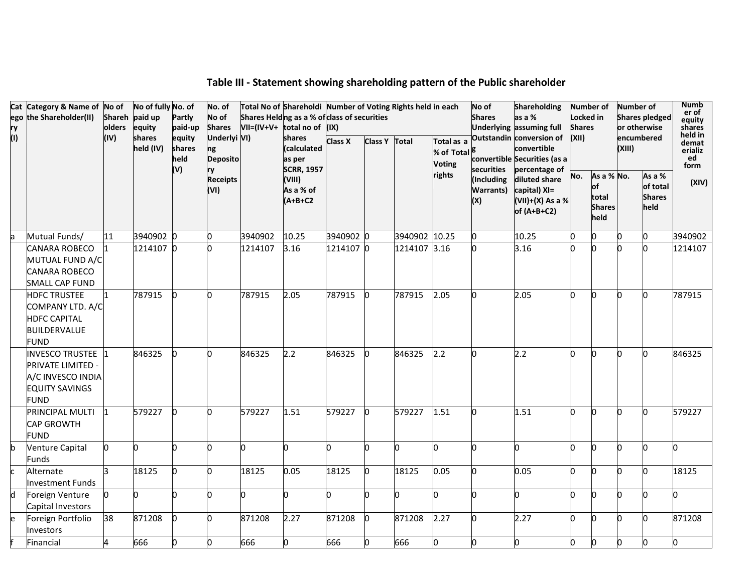## Table III - Statement showing shareholding pattern of the Public shareholder

| Category (I) | Category & Name of the Shareholder(II) | No of Shareholders (IV) | No of fully paid up equity shares held (IV) | No. of Partly paid-up equity shares held (V) | No. of No of Shares Underlying Depository Receipts (VI) | Total No of Shares Held VII=(IV+V+VI) | Shareholding as a % of total no of shares (calculated as per SCRR, 1957 (VIII) As a % of (A+B+C2 | Number of Voting Rights held in each class of securities (IX) | | | | No of Shares Underlying Outstanding convertible securities (Including Warrants) (X) | Shareholding as a % assuming full conversion of convertible Securities (as a percentage of diluted share capital) XI=(VII)+(X) As a % of (A+B+C2) | Number of Locked in Shares (XII) | | Number of Shares pledged or otherwise encumbered (XIII) | | Number of equity shares held in dematerialized form (XIV) |
|---|---|---|---|---|---|---|---|---|---|---|---|---|---|---|---|---|---|---|
| | | | | | | | | Class X | Class Y | Total | Total as a % of Total Voting rights | | | No. | As a % of total Shares held | No. | As a % of total Shares held | |
| a | Mutual Funds/ | 11 | 3940902 | 0 | 0 | 3940902 | 10.25 | 3940902 | 0 | 3940902 | 10.25 | 0 | 10.25 | 0 | 0 | 0 | 0 | 3940902 |
| | CANARA ROBECO MUTUAL FUND A/C CANARA ROBECO SMALL CAP FUND | 1 | 1214107 | 0 | 0 | 1214107 | 3.16 | 1214107 | 0 | 1214107 | 3.16 | 0 | 3.16 | 0 | 0 | 0 | 0 | 1214107 |
| | HDFC TRUSTEE COMPANY LTD. A/C HDFC CAPITAL BUILDERVALUE FUND | 1 | 787915 | 0 | 0 | 787915 | 2.05 | 787915 | 0 | 787915 | 2.05 | 0 | 2.05 | 0 | 0 | 0 | 0 | 787915 |
| | INVESCO TRUSTEE PRIVATE LIMITED - A/C INVESCO INDIA EQUITY SAVINGS FUND | 1 | 846325 | 0 | 0 | 846325 | 2.2 | 846325 | 0 | 846325 | 2.2 | 0 | 2.2 | 0 | 0 | 0 | 0 | 846325 |
| | PRINCIPAL MULTI CAP GROWTH FUND | 1 | 579227 | 0 | 0 | 579227 | 1.51 | 579227 | 0 | 579227 | 1.51 | 0 | 1.51 | 0 | 0 | 0 | 0 | 579227 |
| b | Venture Capital Funds | 0 | 0 | 0 | 0 | 0 | 0 | 0 | 0 | 0 | 0 | 0 | 0 | 0 | 0 | 0 | 0 | 0 |
| c | Alternate Investment Funds | 3 | 18125 | 0 | 0 | 18125 | 0.05 | 18125 | 0 | 18125 | 0.05 | 0 | 0.05 | 0 | 0 | 0 | 0 | 18125 |
| d | Foreign Venture Capital Investors | 0 | 0 | 0 | 0 | 0 | 0 | 0 | 0 | 0 | 0 | 0 | 0 | 0 | 0 | 0 | 0 | 0 |
| e | Foreign Portfolio Investors | 38 | 871208 | 0 | 0 | 871208 | 2.27 | 871208 | 0 | 871208 | 2.27 | 0 | 2.27 | 0 | 0 | 0 | 0 | 871208 |
| f | Financial | 4 | 666 | 0 | 0 | 666 | 0 | 666 | 0 | 666 | 0 | 0 | 0 | 0 | 0 | 0 | 0 | 0 |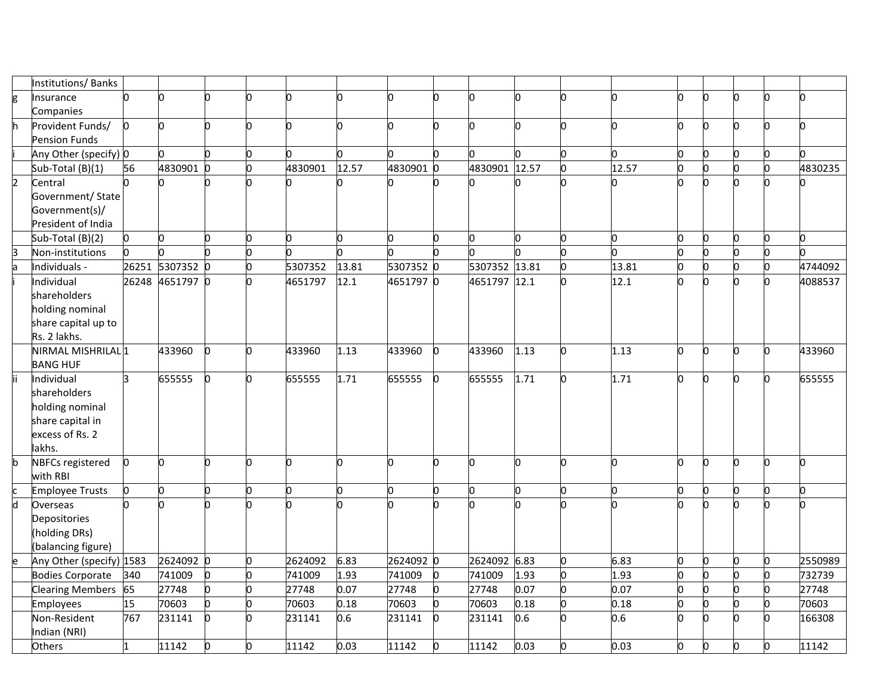| | Institutions/ Banks | | | | | | | | | | | | | | | | | |
|---|---|---|---|---|---|---|---|---|---|---|---|---|---|---|---|---|---|---|
| g | Insurance Companies | 0 | 0 | 0 | 0 | 0 | 0 | 0 | 0 | 0 | 0 | 0 | 0 | 0 | 0 | 0 | 0 | 0 |
| h | Provident Funds/ Pension Funds | 0 | 0 | 0 | 0 | 0 | 0 | 0 | 0 | 0 | 0 | 0 | 0 | 0 | 0 | 0 | 0 | 0 |
| i | Any Other (specify) | 0 | 0 | 0 | 0 | 0 | 0 | 0 | 0 | 0 | 0 | 0 | 0 | 0 | 0 | 0 | 0 | 0 |
| | Sub-Total (B)(1) | 56 | 4830901 | 0 | 0 | 4830901 | 12.57 | 4830901 | 0 | 4830901 | 12.57 | 0 | 12.57 | 0 | 0 | 0 | 0 | 4830235 |
| 2 | Central Government/ State Government(s)/ President of India | 0 | 0 | 0 | 0 | 0 | 0 | 0 | 0 | 0 | 0 | 0 | 0 | 0 | 0 | 0 | 0 | 0 |
| | Sub-Total (B)(2) | 0 | 0 | 0 | 0 | 0 | 0 | 0 | 0 | 0 | 0 | 0 | 0 | 0 | 0 | 0 | 0 | 0 |
| 3 | Non-institutions | 0 | 0 | 0 | 0 | 0 | 0 | 0 | 0 | 0 | 0 | 0 | 0 | 0 | 0 | 0 | 0 | 0 |
| a | Individuals - | 26251 | 5307352 | 0 | 0 | 5307352 | 13.81 | 5307352 | 0 | 5307352 | 13.81 | 0 | 13.81 | 0 | 0 | 0 | 0 | 4744092 |
| i | Individual shareholders holding nominal share capital up to Rs. 2 lakhs. | 26248 | 4651797 | 0 | 0 | 4651797 | 12.1 | 4651797 | 0 | 4651797 | 12.1 | 0 | 12.1 | 0 | 0 | 0 | 0 | 4088537 |
| | NIRMAL MISHRILAL BANG HUF | 1 | 433960 | 0 | 0 | 433960 | 1.13 | 433960 | 0 | 433960 | 1.13 | 0 | 1.13 | 0 | 0 | 0 | 0 | 433960 |
| ii | Individual shareholders holding nominal share capital in excess of Rs. 2 lakhs. | 3 | 655555 | 0 | 0 | 655555 | 1.71 | 655555 | 0 | 655555 | 1.71 | 0 | 1.71 | 0 | 0 | 0 | 0 | 655555 |
| b | NBFCs registered with RBI | 0 | 0 | 0 | 0 | 0 | 0 | 0 | 0 | 0 | 0 | 0 | 0 | 0 | 0 | 0 | 0 | 0 |
| c | Employee Trusts | 0 | 0 | 0 | 0 | 0 | 0 | 0 | 0 | 0 | 0 | 0 | 0 | 0 | 0 | 0 | 0 | 0 |
| d | Overseas Depositories (holding DRs) (balancing figure) | 0 | 0 | 0 | 0 | 0 | 0 | 0 | 0 | 0 | 0 | 0 | 0 | 0 | 0 | 0 | 0 | 0 |
| e | Any Other (specify) | 1583 | 2624092 | 0 | 0 | 2624092 | 6.83 | 2624092 | 0 | 2624092 | 6.83 | 0 | 6.83 | 0 | 0 | 0 | 0 | 2550989 |
| | Bodies Corporate | 340 | 741009 | 0 | 0 | 741009 | 1.93 | 741009 | 0 | 741009 | 1.93 | 0 | 1.93 | 0 | 0 | 0 | 0 | 732739 |
| | Clearing Members | 65 | 27748 | 0 | 0 | 27748 | 0.07 | 27748 | 0 | 27748 | 0.07 | 0 | 0.07 | 0 | 0 | 0 | 0 | 27748 |
| | Employees | 15 | 70603 | 0 | 0 | 70603 | 0.18 | 70603 | 0 | 70603 | 0.18 | 0 | 0.18 | 0 | 0 | 0 | 0 | 70603 |
| | Non-Resident Indian (NRI) | 767 | 231141 | 0 | 0 | 231141 | 0.6 | 231141 | 0 | 231141 | 0.6 | 0 | 0.6 | 0 | 0 | 0 | 0 | 166308 |
| | Others | 1 | 11142 | 0 | 0 | 11142 | 0.03 | 11142 | 0 | 11142 | 0.03 | 0 | 0.03 | 0 | 0 | 0 | 0 | 11142 |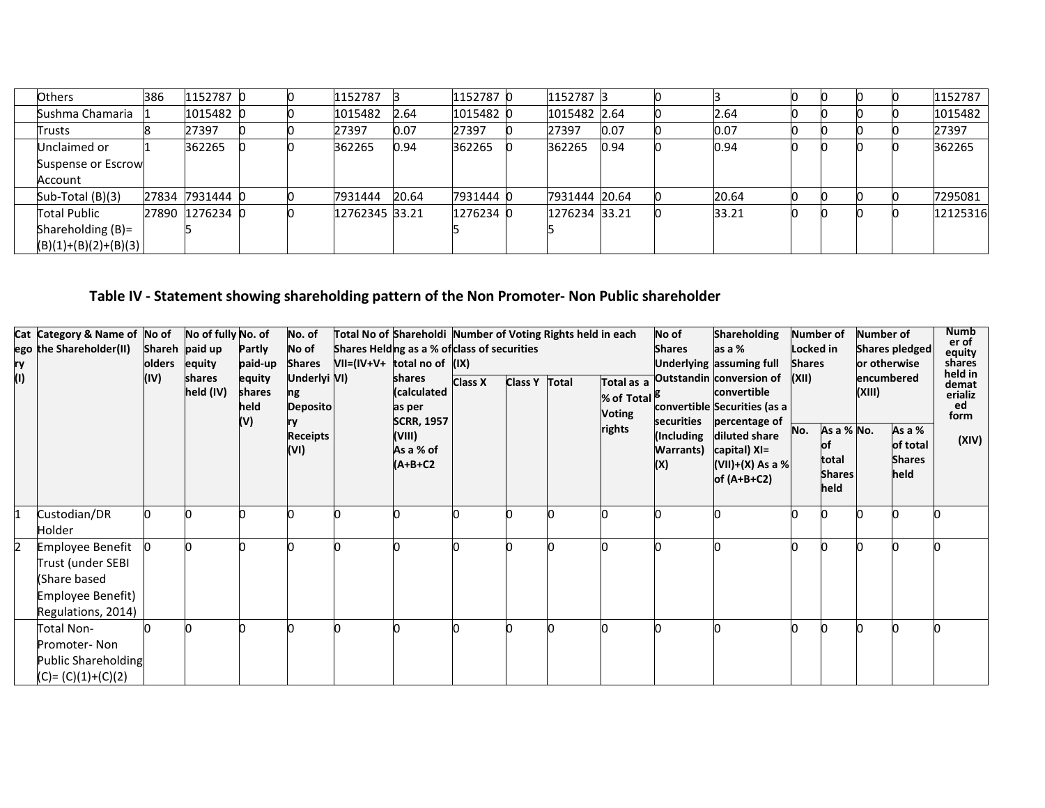| | Others | 386 | 1152787 | 0 | 0 | 1152787 | 3 | 1152787 | 0 | 1152787 | 3 | 0 | 3 | 0 | 0 | 0 | 0 | 1152787 |
|---|---|---|---|---|---|---|---|---|---|---|---|---|---|---|---|---|---|---|
| | Sushma Chamaria | 1 | 1015482 | 0 | 0 | 1015482 | 2.64 | 1015482 | 0 | 1015482 | 2.64 | 0 | 2.64 | 0 | 0 | 0 | 0 | 1015482 |
| | Trusts | 8 | 27397 | 0 | 0 | 27397 | 0.07 | 27397 | 0 | 27397 | 0.07 | 0 | 0.07 | 0 | 0 | 0 | 0 | 27397 |
| | Unclaimed or Suspense or Escrow Account | 1 | 362265 | 0 | 0 | 362265 | 0.94 | 362265 | 0 | 362265 | 0.94 | 0 | 0.94 | 0 | 0 | 0 | 0 | 362265 |
| | Sub-Total (B)(3) | 27834 | 7931444 | 0 | 0 | 7931444 | 20.64 | 7931444 | 0 | 7931444 | 20.64 | 0 | 20.64 | 0 | 0 | 0 | 0 | 7295081 |
| | Total Public Shareholding (B)= (B)(1)+(B)(2)+(B)(3) | 27890 | 12762345 | 0 | 0 | 12762345 | 33.21 | 12762345 | 0 | 12762345 | 33.21 | 0 | 33.21 | 0 | 0 | 0 | 0 | 12125316 |

## Table IV - Statement showing shareholding pattern of the Non Promoter- Non Public shareholder

| Category (I) | Category & Name of the Shareholder(II) | No of Shareholders (IV) | No of fully paid up equity shares held (IV) | No. of Partly paid-up equity shares held (V) | No. of No of Shares Underlying Depository Receipts (VI) | Total No of Shares Held VII=(IV+V+VI) | Shareholding as a % of total no of shares (calculated as per SCRR, 1957 (VIII) As a % of (A+B+C2 | Number of Voting Rights held in each class of securities (IX) | | | | No of Shares Underlying Outstanding convertible securities (Including Warrants) (X) | Shareholding as a % assuming full conversion of convertible Securities (as a percentage of diluted share capital) XI= (VII)+(X) As a % of (A+B+C2) | Number of Locked in Shares (XII) | | Number of Shares pledged or otherwise encumbered (XIII) | | Number of equity shares held in dematerialized form (XIV) |
|---|---|---|---|---|---|---|---|---|---|---|---|---|---|---|---|---|---|---|
| | | | | | | | | Class X | Class Y | Total | Total as a % of Total Voting rights | | | No. | As a % of total Shares held | No. | As a % of total Shares held | |
| 1 | Custodian/DR Holder | 0 | 0 | 0 | 0 | 0 | 0 | 0 | 0 | 0 | 0 | 0 | 0 | 0 | 0 | 0 | 0 | 0 |
| 2 | Employee Benefit Trust (under SEBI (Share based Employee Benefit) Regulations, 2014) | 0 | 0 | 0 | 0 | 0 | 0 | 0 | 0 | 0 | 0 | 0 | 0 | 0 | 0 | 0 | 0 | 0 |
| | Total Non-Promoter- Non Public Shareholding (C)= (C)(1)+(C)(2) | 0 | 0 | 0 | 0 | 0 | 0 | 0 | 0 | 0 | 0 | 0 | 0 | 0 | 0 | 0 | 0 | 0 |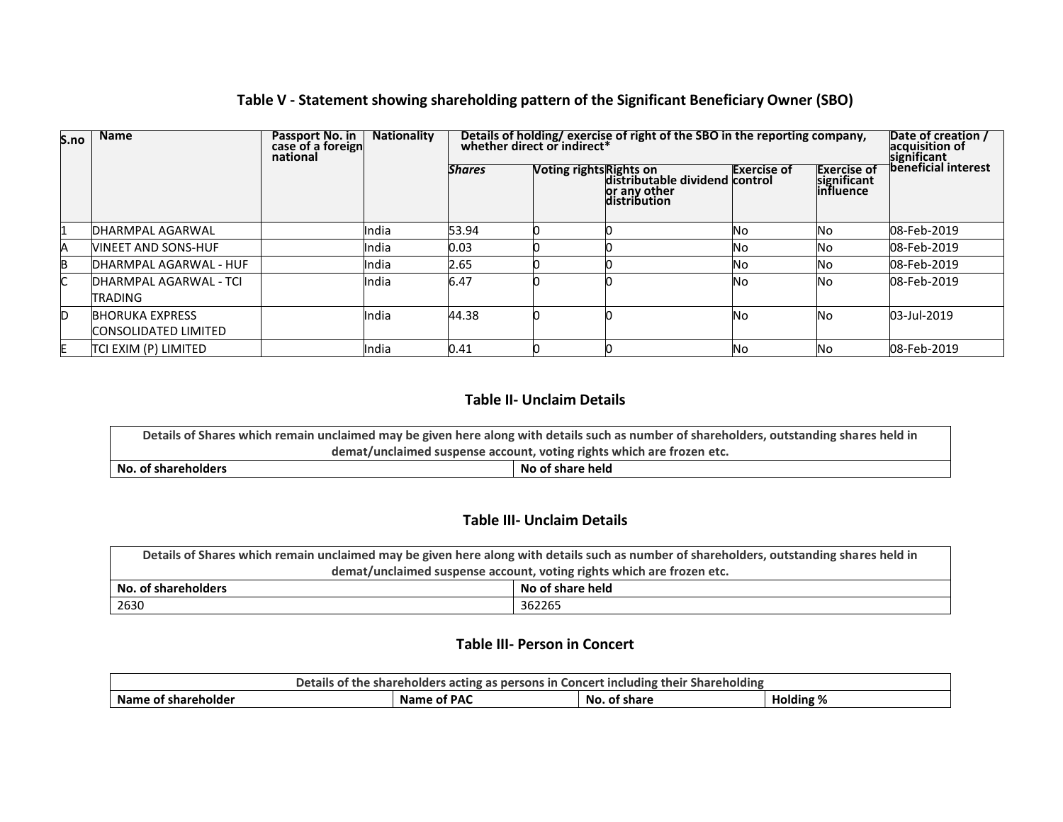## Table V - Statement showing shareholding pattern of the Significant Beneficiary Owner (SBO)

| S.no | Name | Passport No. in case of a foreign national | Nationality | Details of holding/ exercise of right of the SBO in the reporting company, whether direct or indirect* | | | | | Date of creation / acquisition of significant beneficial interest |
|---|---|---|---|---|---|---|---|---|---|
| | | | | *Shares* | Voting rights | Rights on distributable dividend or any other distribution | Exercise of control | Exercise of significant influence | |
| 1 | DHARMPAL AGARWAL | | India | 53.94 | 0 | 0 | No | No | 08-Feb-2019 |
| A | VINEET AND SONS-HUF | | India | 0.03 | 0 | 0 | No | No | 08-Feb-2019 |
| B | DHARMPAL AGARWAL - HUF | | India | 2.65 | 0 | 0 | No | No | 08-Feb-2019 |
| C | DHARMPAL AGARWAL - TCI TRADING | | India | 6.47 | 0 | 0 | No | No | 08-Feb-2019 |
| D | BHORUKA EXPRESS CONSOLIDATED LIMITED | | India | 44.38 | 0 | 0 | No | No | 03-Jul-2019 |
| E | TCI EXIM (P) LIMITED | | India | 0.41 | 0 | 0 | No | No | 08-Feb-2019 |

## Table II- Unclaim Details

| Details of Shares which remain unclaimed may be given here along with details such as number of shareholders, outstanding shares held in demat/unclaimed suspense account, voting rights which are frozen etc. | |
|---|---|
| **No. of shareholders** | **No of share held** |

## Table III- Unclaim Details

| Details of Shares which remain unclaimed may be given here along with details such as number of shareholders, outstanding shares held in demat/unclaimed suspense account, voting rights which are frozen etc. | |
|---|---|
| **No. of shareholders** | **No of share held** |
| 2630 | 362265 |

## Table III- Person in Concert

| Details of the shareholders acting as persons in Concert including their Shareholding | | | |
|---|---|---|---|
| **Name of shareholder** | **Name of PAC** | **No. of share** | **Holding %** |